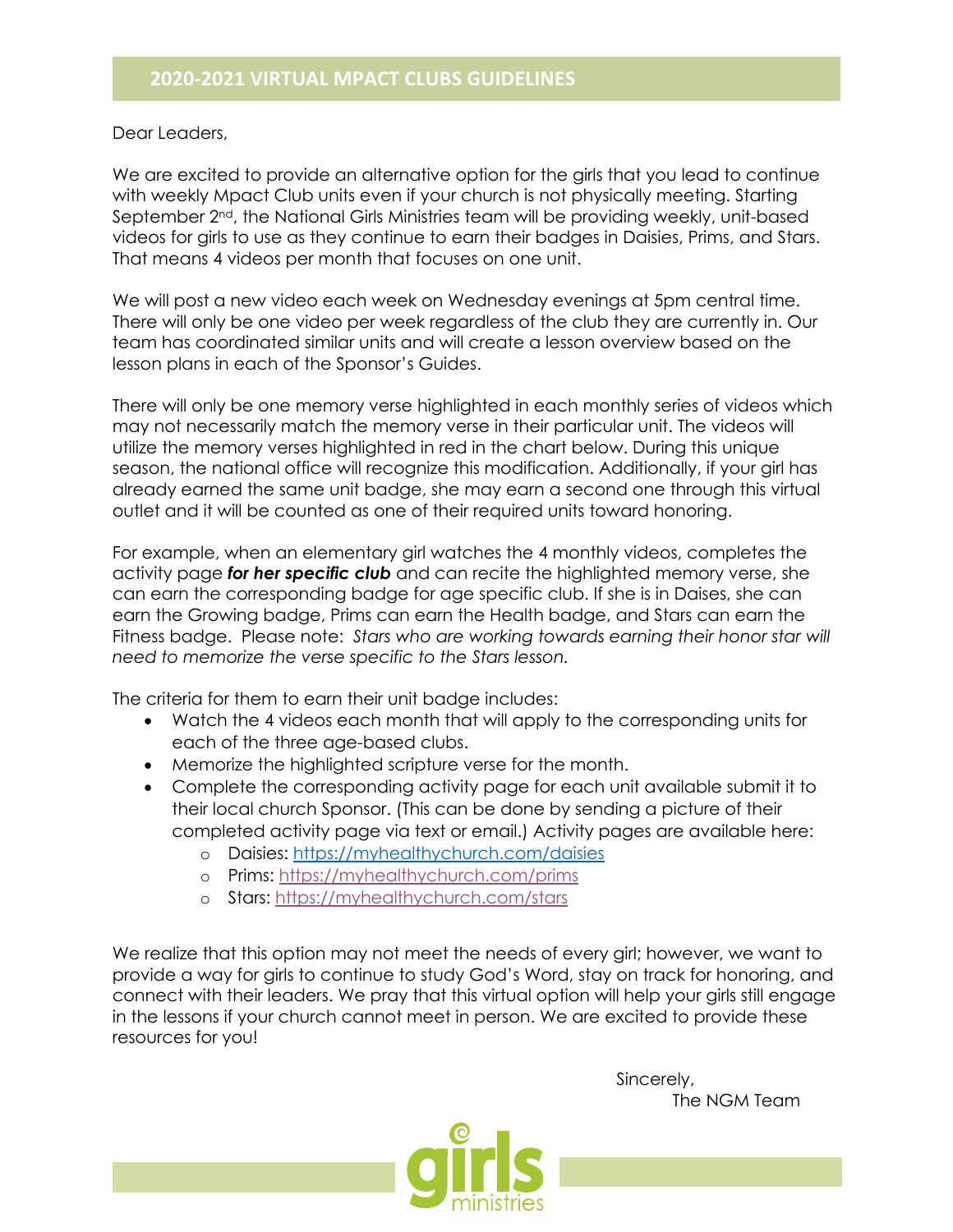## 2020-2021 VIRTUAL MPACT CLUBS GUIDELINES

Dear Leaders,

We are excited to provide an alternative option for the girls that you lead to continue with weekly Mpact Club units even if your church is not physically meeting. Starting September 2nd, the National Girls Ministries team will be providing weekly, unit-based videos for girls to use as they continue to earn their badges in Daisies, Prims, and Stars. That means 4 videos per month that focuses on one unit.

We will post a new video each week on Wednesday evenings at 5pm central time. There will only be one video per week regardless of the club they are currently in. Our team has coordinated similar units and will create a lesson overview based on the lesson plans in each of the Sponsor's Guides.

There will only be one memory verse highlighted in each monthly series of videos which may not necessarily match the memory verse in their particular unit. The videos will utilize the memory verses highlighted in red in the chart below. During this unique season, the national office will recognize this modification. Additionally, if your girl has already earned the same unit badge, she may earn a second one through this virtual outlet and it will be counted as one of their required units toward honoring.

For example, when an elementary girl watches the 4 monthly videos, completes the activity page ***for her specific club*** and can recite the highlighted memory verse, she can earn the corresponding badge for age specific club. If she is in Daises, she can earn the Growing badge, Prims can earn the Health badge, and Stars can earn the Fitness badge. Please note: *Stars who are working towards earning their honor star will need to memorize the verse specific to the Stars lesson.*

The criteria for them to earn their unit badge includes:

- Watch the 4 videos each month that will apply to the corresponding units for each of the three age-based clubs.
- Memorize the highlighted scripture verse for the month.
- Complete the corresponding activity page for each unit available submit it to their local church Sponsor. (This can be done by sending a picture of their completed activity page via text or email.) Activity pages are available here:
  - Daisies: https://myhealthychurch.com/daisies
  - Prims: https://myhealthychurch.com/prims
  - Stars: https://myhealthychurch.com/stars

We realize that this option may not meet the needs of every girl; however, we want to provide a way for girls to continue to study God's Word, stay on track for honoring, and connect with their leaders. We pray that this virtual option will help your girls still engage in the lessons if your church cannot meet in person. We are excited to provide these resources for you!

Sincerely,
The NGM Team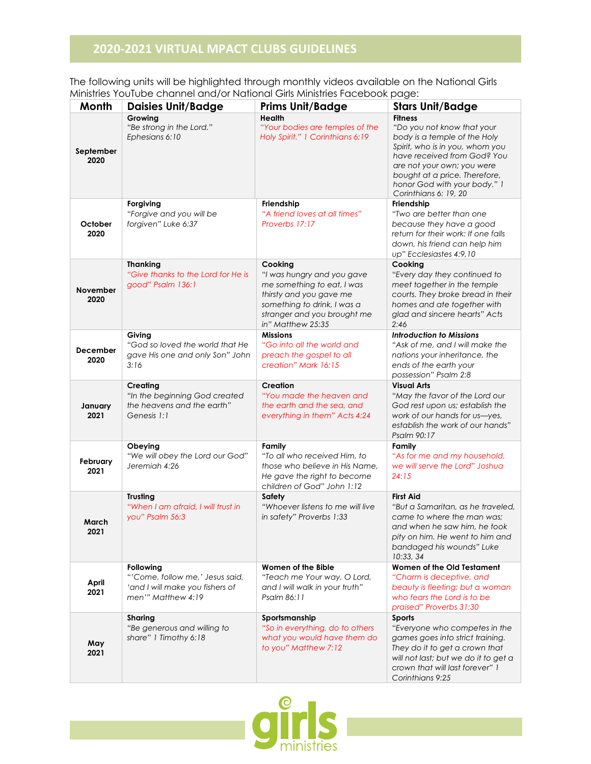## 2020-2021 VIRTUAL MPACT CLUBS GUIDELINES

The following units will be highlighted through monthly videos available on the National Girls Ministries YouTube channel and/or National Girls Ministries Facebook page:

| Month | Daisies Unit/Badge | Prims Unit/Badge | Stars Unit/Badge |
|---|---|---|---|
| **September 2020** | **Growing** *"Be strong in the Lord." Ephesians 6:10* | **Health** *"Your bodies are temples of the Holy Spirit." 1 Corinthians 6:19* | **Fitness** *"Do you not know that your body is a temple of the Holy Spirit, who is in you, whom you have received from God? You are not your own; you were bought at a price. Therefore, honor God with your body." 1 Corinthians 6: 19, 20* |
| **October 2020** | **Forgiving** *"Forgive and you will be forgiven" Luke 6:37* | **Friendship** *"A friend loves at all times" Proverbs 17:17* | **Friendship** *"Two are better than one because they have a good return for their work: If one falls down, his friend can help him up" Ecclesiastes 4:9,10* |
| **November 2020** | **Thanking** *"Give thanks to the Lord for He is good" Psalm 136:1* | **Cooking** *"I was hungry and you gave me something to eat, I was thirsty and you gave me something to drink, I was a stranger and you brought me in" Matthew 25:35* | **Cooking** *"Every day they continued to meet together in the temple courts. They broke bread in their homes and ate together with glad and sincere hearts" Acts 2:46* |
| **December 2020** | **Giving** *"God so loved the world that He gave His one and only Son" John 3:16* | **Missions** *"Go into all the world and preach the gospel to all creation" Mark 16:15* | ***Introduction to Missions*** *"Ask of me, and I will make the nations your inheritance, the ends of the earth your possession" Psalm 2:8* |
| **January 2021** | **Creating** *"In the beginning God created the heavens and the earth" Genesis 1:1* | **Creation** *"You made the heaven and the earth and the sea, and everything in them" Acts 4:24* | **Visual Arts** *"May the favor of the Lord our God rest upon us; establish the work of our hands for us—yes, establish the work of our hands" Psalm 90:17* |
| **February 2021** | **Obeying** *"We will obey the Lord our God" Jeremiah 4:26* | **Family** *"To all who received Him, to those who believe in His Name, He gave the right to become children of God" John 1:12* | **Family** *"As for me and my household, we will serve the Lord" Joshua 24:15* |
| **March 2021** | **Trusting** *"When I am afraid, I will trust in you" Psalm 56:3* | **Safety** *"Whoever listens to me will live in safety" Proverbs 1:33* | **First Aid** *"But a Samaritan, as he traveled, came to where the man was; and when he saw him, he took pity on him. He went to him and bandaged his wounds" Luke 10:33, 34* |
| **April 2021** | **Following** *"'Come, follow me,' Jesus said, 'and I will make you fishers of men'" Matthew 4:19* | **Women of the Bible** *"Teach me Your way, O Lord, and I will walk in your truth" Psalm 86:11* | **Women of the Old Testament** *"Charm is deceptive, and beauty is fleeting; but a woman who fears the Lord is to be praised" Proverbs 31:30* |
| **May 2021** | **Sharing** *"Be generous and willing to share" 1 Timothy 6:18* | **Sportsmanship** *"So in everything, do to others what you would have them do to you" Matthew 7:12* | **Sports** *"Everyone who competes in the games goes into strict training. They do it to get a crown that will not last; but we do it to get a crown that will last forever" 1 Corinthians 9:25* |

girls ministries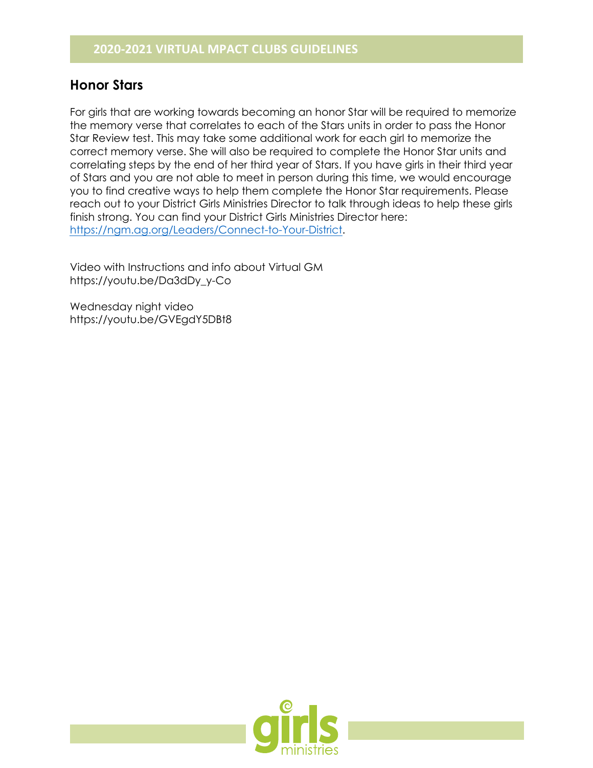## Honor Stars

For girls that are working towards becoming an honor Star will be required to memorize the memory verse that correlates to each of the Stars units in order to pass the Honor Star Review test. This may take some additional work for each girl to memorize the correct memory verse. She will also be required to complete the Honor Star units and correlating steps by the end of her third year of Stars. If you have girls in their third year of Stars and you are not able to meet in person during this time, we would encourage you to find creative ways to help them complete the Honor Star requirements. Please reach out to your District Girls Ministries Director to talk through ideas to help these girls finish strong. You can find your District Girls Ministries Director here: [https://ngm.ag.org/Leaders/Connect-to-Your-District](https://ngm.ag.org/Leaders/Connect-to-Your-District).

Video with Instructions and info about Virtual GM
https://youtu.be/Da3dDy_y-Co

Wednesday night video
https://youtu.be/GVEgdY5DBt8